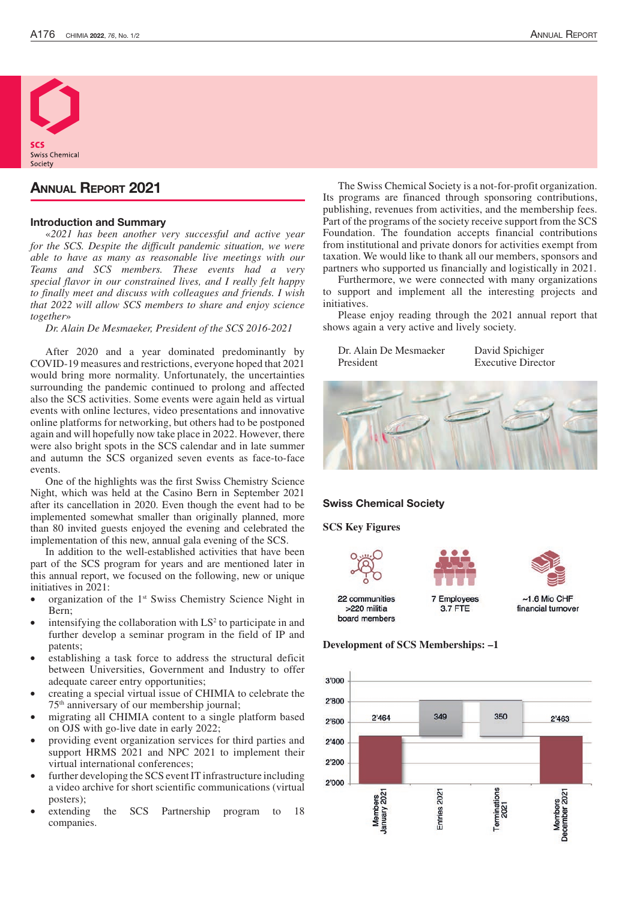SCS
Swiss Chemical
Society

# Annual Report 2021

## Introduction and Summary

*«2021 has been another very successful and active year for the SCS. Despite the difficult pandemic situation, we were able to have as many as reasonable live meetings with our Teams and SCS members. These events had a very special flavor in our constrained lives, and I really felt happy to finally meet and discuss with colleagues and friends. I wish that 2022 will allow SCS members to share and enjoy science together»*

*Dr. Alain De Mesmaeker, President of the SCS 2016-2021*

After 2020 and a year dominated predominantly by COVID-19 measures and restrictions, everyone hoped that 2021 would bring more normality. Unfortunately, the uncertainties surrounding the pandemic continued to prolong and affected also the SCS activities. Some events were again held as virtual events with online lectures, video presentations and innovative online platforms for networking, but others had to be postponed again and will hopefully now take place in 2022. However, there were also bright spots in the SCS calendar and in late summer and autumn the SCS organized seven events as face-to-face events.

One of the highlights was the first Swiss Chemistry Science Night, which was held at the Casino Bern in September 2021 after its cancellation in 2020. Even though the event had to be implemented somewhat smaller than originally planned, more than 80 invited guests enjoyed the evening and celebrated the implementation of this new, annual gala evening of the SCS.

In addition to the well-established activities that have been part of the SCS program for years and are mentioned later in this annual report, we focused on the following, new or unique initiatives in 2021:

- organization of the 1st Swiss Chemistry Science Night in Bern;
- intensifying the collaboration with LS$^2$ to participate in and further develop a seminar program in the field of IP and patents;
- establishing a task force to address the structural deficit between Universities, Government and Industry to offer adequate career entry opportunities;
- creating a special virtual issue of CHIMIA to celebrate the 75th anniversary of our membership journal;
- migrating all CHIMIA content to a single platform based on OJS with go-live date in early 2022;
- providing event organization services for third parties and support HRMS 2021 and NPC 2021 to implement their virtual international conferences;
- further developing the SCS event IT infrastructure including a video archive for short scientific communications (virtual posters);
- extending the SCS Partnership program to 18 companies.

The Swiss Chemical Society is a not-for-profit organization. Its programs are financed through sponsoring contributions, publishing, revenues from activities, and the membership fees. Part of the programs of the society receive support from the SCS Foundation. The foundation accepts financial contributions from institutional and private donors for activities exempt from taxation. We would like to thank all our members, sponsors and partners who supported us financially and logistically in 2021.

Furthermore, we were connected with many organizations to support and implement all the interesting projects and initiatives.

Please enjoy reading through the 2021 annual report that shows again a very active and lively society.

| Dr. Alain De Mesmaeker | David Spichiger |
|---|---|
| President | Executive Director |

## Swiss Chemical Society

### SCS Key Figures

- 22 communities, >220 militia board members
- 7 Employees, 3.7 FTE
- ~1.6 Mio CHF financial turnover

### Development of SCS Memberships: –1

| Members January 2021 | Entries 2021 | Terminations 2021 | Members December 2021 |
|---|---|---|---|
| 2'464 | 349 | 350 | 2'463 |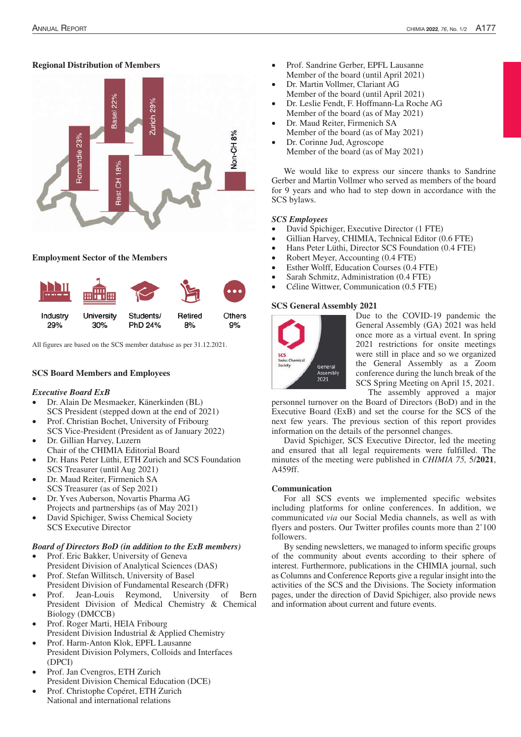**Regional Distribution of Members**

Romandie 23%, Basel 22%, Zurich 29%, Rest CH 18%, Non-CH 8%

**Employment Sector of the Members**

| Industry | University | Students/ PhD | Retired | Others |
| --- | --- | --- | --- | --- |
| 29% | 30% | 24% | 8% | 9% |

All figures are based on the SCS member database as per 31.12.2021.

## SCS Board Members and Employees

### *Executive Board ExB*

- Dr. Alain De Mesmaeker, Känerkinden (BL)
  SCS President (stepped down at the end of 2021)
- Prof. Christian Bochet, University of Fribourg
  SCS Vice-President (President as of January 2022)
- Dr. Gillian Harvey, Luzern
  Chair of the CHIMIA Editorial Board
- Dr. Hans Peter Lüthi, ETH Zurich and SCS Foundation
  SCS Treasurer (until Aug 2021)
- Dr. Maud Reiter, Firmenich SA
  SCS Treasurer (as of Sep 2021)
- Dr. Yves Auberson, Novartis Pharma AG
  Projects and partnerships (as of May 2021)
- David Spichiger, Swiss Chemical Society
  SCS Executive Director

### *Board of Directors BoD (in addition to the ExB members)*

- Prof. Eric Bakker, University of Geneva
  President Division of Analytical Sciences (DAS)
- Prof. Stefan Willitsch, University of Basel
  President Division of Fundamental Research (DFR)
- Prof. Jean-Louis Reymond, University of Bern
  President Division of Medical Chemistry & Chemical Biology (DMCCB)
- Prof. Roger Marti, HEIA Fribourg
  President Division Industrial & Applied Chemistry
- Prof. Harm-Anton Klok, EPFL Lausanne
  President Division Polymers, Colloids and Interfaces (DPCI)
- Prof. Jan Cvengros, ETH Zurich
  President Division Chemical Education (DCE)
- Prof. Christophe Copéret, ETH Zurich
  National and international relations
- Prof. Sandrine Gerber, EPFL Lausanne
  Member of the board (until April 2021)
- Dr. Martin Vollmer, Clariant AG
  Member of the board (until April 2021)
- Dr. Leslie Fendt, F. Hoffmann-La Roche AG
  Member of the board (as of May 2021)
- Dr. Maud Reiter, Firmenich SA
  Member of the board (as of May 2021)
- Dr. Corinne Jud, Agroscope
  Member of the board (as of May 2021)

We would like to express our sincere thanks to Sandrine Gerber and Martin Vollmer who served as members of the board for 9 years and who had to step down in accordance with the SCS bylaws.

### *SCS Employees*

- David Spichiger, Executive Director (1 FTE)
- Gillian Harvey, CHIMIA, Technical Editor (0.6 FTE)
- Hans Peter Lüthi, Director SCS Foundation (0.4 FTE)
- Robert Meyer, Accounting (0.4 FTE)
- Esther Wolff, Education Courses (0.4 FTE)
- Sarah Schmitz, Administration (0.4 FTE)
- Céline Wittwer, Communication (0.5 FTE)

## SCS General Assembly 2021

Due to the COVID-19 pandemic the General Assembly (GA) 2021 was held once more as a virtual event. In spring 2021 restrictions for onsite meetings were still in place and so we organized the General Assembly as a Zoom conference during the lunch break of the SCS Spring Meeting on April 15, 2021.

The assembly approved a major personnel turnover on the Board of Directors (BoD) and in the Executive Board (ExB) and set the course for the SCS of the next few years. The previous section of this report provides information on the details of the personnel changes.

David Spichiger, SCS Executive Director, led the meeting and ensured that all legal requirements were fulfilled. The minutes of the meeting were published in *CHIMIA 75,* 5/**2021**, A459ff.

## Communication

For all SCS events we implemented specific websites including platforms for online conferences. In addition, we communicated *via* our Social Media channels, as well as with flyers and posters. Our Twitter profiles counts more than 2'100 followers.

By sending newsletters, we managed to inform specific groups of the community about events according to their sphere of interest. Furthermore, publications in the CHIMIA journal, such as Columns and Conference Reports give a regular insight into the activities of the SCS and the Divisions. The Society information pages, under the direction of David Spichiger, also provide news and information about current and future events.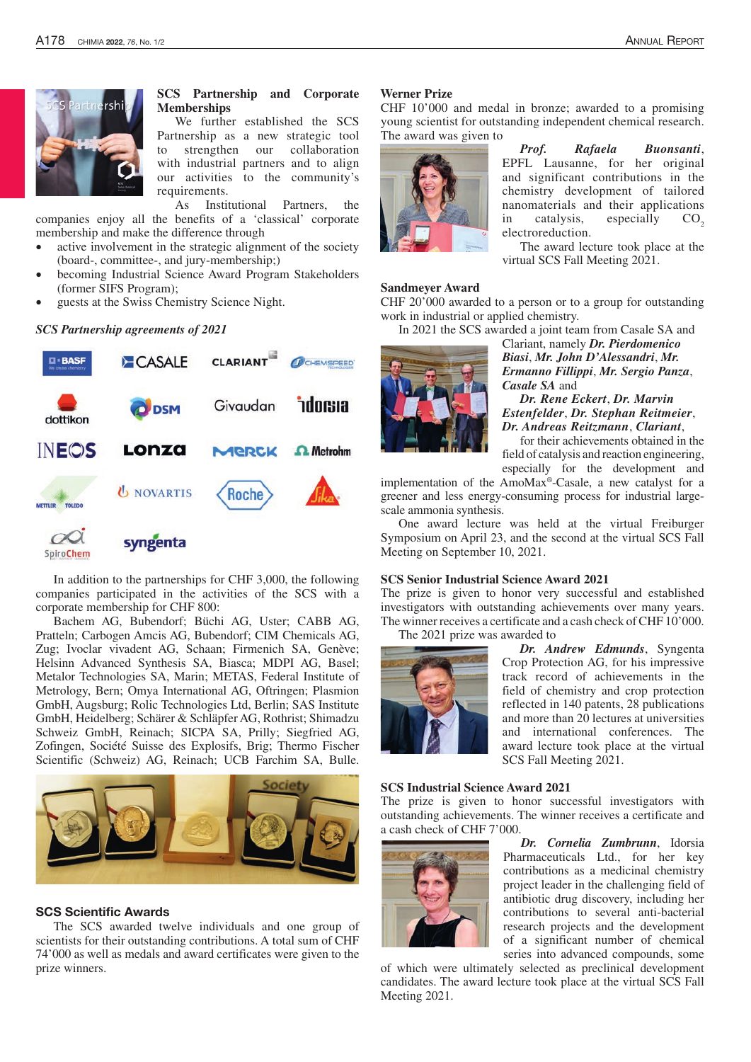## SCS Partnership and Corporate Memberships

We further established the SCS Partnership as a new strategic tool to strengthen our collaboration with industrial partners and to align our activities to the community's requirements.

As Institutional Partners, the companies enjoy all the benefits of a 'classical' corporate membership and make the difference through

- active involvement in the strategic alignment of the society (board-, committee-, and jury-membership;)
- becoming Industrial Science Award Program Stakeholders (former SIFS Program);
- guests at the Swiss Chemistry Science Night.

*SCS Partnership agreements of 2021*

In addition to the partnerships for CHF 3,000, the following companies participated in the activities of the SCS with a corporate membership for CHF 800:

Bachem AG, Bubendorf; Büchi AG, Uster; CABB AG, Pratteln; Carbogen Amcis AG, Bubendorf; CIM Chemicals AG, Zug; Ivoclar vivadent AG, Schaan; Firmenich SA, Genève; Helsinn Advanced Synthesis SA, Biasca; MDPI AG, Basel; Metalor Technologies SA, Marin; METAS, Federal Institute of Metrology, Bern; Omya International AG, Oftringen; Plasmion GmbH, Augsburg; Rolic Technologies Ltd, Berlin; SAS Institute GmbH, Heidelberg; Schärer & Schläpfer AG, Rothrist; Shimadzu Schweiz GmbH, Reinach; SICPA SA, Prilly; Siegfried AG, Zofingen, Société Suisse des Explosifs, Brig; Thermo Fischer Scientific (Schweiz) AG, Reinach; UCB Farchim SA, Bulle.

## SCS Scientific Awards

The SCS awarded twelve individuals and one group of scientists for their outstanding contributions. A total sum of CHF 74'000 as well as medals and award certificates were given to the prize winners.

### Werner Prize

CHF 10'000 and medal in bronze; awarded to a promising young scientist for outstanding independent chemical research. The award was given to

***Prof. Rafaela Buonsanti***, EPFL Lausanne, for her original and significant contributions in the chemistry development of tailored nanomaterials and their applications in catalysis, especially $CO_2$ electroreduction.

The award lecture took place at the virtual SCS Fall Meeting 2021.

### Sandmeyer Award

CHF 20'000 awarded to a person or to a group for outstanding work in industrial or applied chemistry.

In 2021 the SCS awarded a joint team from Casale SA and Clariant, namely ***Dr. Pierdomenico Biasi***, ***Mr. John D'Alessandri***, ***Mr. Ermanno Fillipi***, ***Mr. Sergio Panza***, ***Casale SA*** and

***Dr. Rene Eckert***, ***Dr. Marvin Estenfelder***, ***Dr. Stephan Reitmeier***, ***Dr. Andreas Reitzmann***, ***Clariant***,

for their achievements obtained in the field of catalysis and reaction engineering, especially for the development and implementation of the AmoMax®-Casale, a new catalyst for a greener and less energy-consuming process for industrial large-scale ammonia synthesis.

One award lecture was held at the virtual Freiburger Symposium on April 23, and the second at the virtual SCS Fall Meeting on September 10, 2021.

### SCS Senior Industrial Science Award 2021

The prize is given to honor very successful and established investigators with outstanding achievements over many years. The winner receives a certificate and a cash check of CHF 10'000.

The 2021 prize was awarded to

***Dr. Andrew Edmunds***, Syngenta Crop Protection AG, for his impressive track record of achievements in the field of chemistry and crop protection reflected in 140 patents, 28 publications and more than 20 lectures at universities and international conferences. The award lecture took place at the virtual SCS Fall Meeting 2021.

### SCS Industrial Science Award 2021

The prize is given to honor successful investigators with outstanding achievements. The winner receives a certificate and a cash check of CHF 7'000.

***Dr. Cornelia Zumbrunn***, Idorsia Pharmaceuticals Ltd., for her key contributions as a medicinal chemistry project leader in the challenging field of antibiotic drug discovery, including her contributions to several anti-bacterial research projects and the development of a significant number of chemical series into advanced compounds, some of which were ultimately selected as preclinical development candidates. The award lecture took place at the virtual SCS Fall Meeting 2021.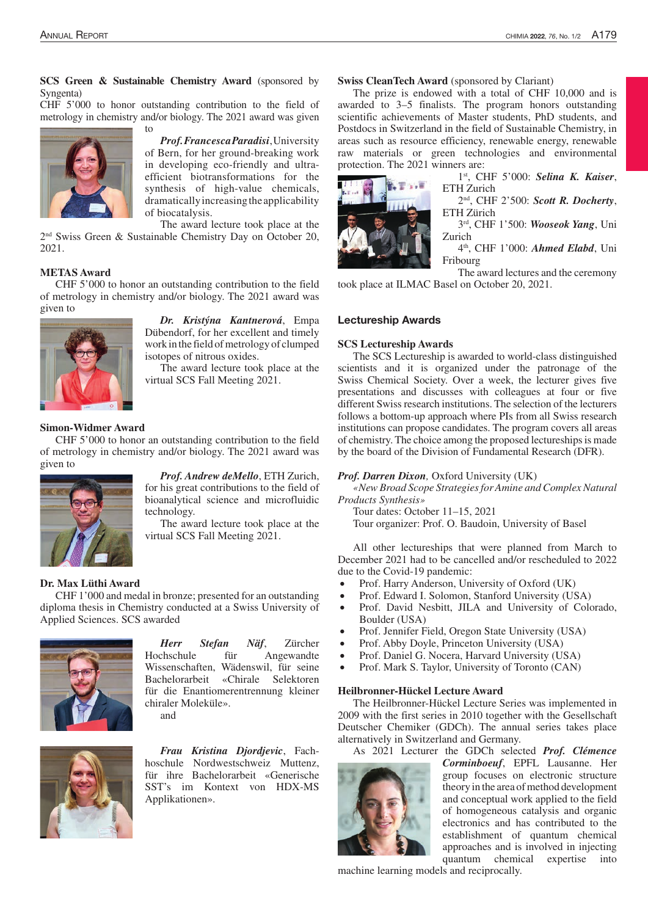**SCS Green & Sustainable Chemistry Award** (sponsored by Syngenta)

CHF 5'000 to honor outstanding contribution to the field of metrology in chemistry and/or biology. The 2021 award was given to

***Prof. Francesca Paradisi***, University of Bern, for her ground-breaking work in developing eco-friendly and ultra-efficient biotransformations for the synthesis of high-value chemicals, dramatically increasing the applicability of biocatalysis.

The award lecture took place at the 2nd Swiss Green & Sustainable Chemistry Day on October 20, 2021.

**METAS Award**

CHF 5'000 to honor an outstanding contribution to the field of metrology in chemistry and/or biology. The 2021 award was given to

***Dr. Kristýna Kantnerová***, Empa Dübendorf, for her excellent and timely work in the field of metrology of clumped isotopes of nitrous oxides.

The award lecture took place at the virtual SCS Fall Meeting 2021.

**Simon-Widmer Award**

CHF 5'000 to honor an outstanding contribution to the field of metrology in chemistry and/or biology. The 2021 award was given to

***Prof. Andrew deMello***, ETH Zurich, for his great contributions to the field of bioanalytical science and microfluidic technology.

The award lecture took place at the virtual SCS Fall Meeting 2021.

**Dr. Max Lüthi Award**

CHF 1'000 and medal in bronze; presented for an outstanding diploma thesis in Chemistry conducted at a Swiss University of Applied Sciences. SCS awarded

***Herr Stefan Näf***, Zürcher Hochschule für Angewandte Wissenschaften, Wädenswil, für seine Bachelorarbeit «Chirale Selektoren für die Enantiomerentrennung kleiner chiraler Moleküle».

and

***Frau Kristina Djordjevic***, Fachhoschule Nordwestschweiz Muttenz, für ihre Bachelorarbeit «Generische SST's im Kontext von HDX-MS Applikationen».

**Swiss CleanTech Award** (sponsored by Clariant)

The prize is endowed with a total of CHF 10,000 and is awarded to 3–5 finalists. The program honors outstanding scientific achievements of Master students, PhD students, and Postdocs in Switzerland in the field of Sustainable Chemistry, in areas such as resource efficiency, renewable energy, renewable raw materials or green technologies and environmental protection. The 2021 winners are:

1st, CHF 5'000: ***Selina K. Kaiser***, ETH Zurich

2nd, CHF 2'500: ***Scott R. Docherty***, ETH Zürich

3rd, CHF 1'500: ***Wooseok Yang***, Uni Zurich

4th, CHF 1'000: ***Ahmed Elabd***, Uni Fribourg

The award lectures and the ceremony took place at ILMAC Basel on October 20, 2021.

## Lectureship Awards

**SCS Lectureship Awards**

The SCS Lectureship is awarded to world-class distinguished scientists and it is organized under the patronage of the Swiss Chemical Society. Over a week, the lecturer gives five presentations and discusses with colleagues at four or five different Swiss research institutions. The selection of the lecturers follows a bottom-up approach where PIs from all Swiss research institutions can propose candidates. The program covers all areas of chemistry. The choice among the proposed lectureships is made by the board of the Division of Fundamental Research (DFR).

***Prof. Darren Dixon***, Oxford University (UK)

*«New Broad Scope Strategies for Amine and Complex Natural Products Synthesis»*

Tour dates: October 11–15, 2021

Tour organizer: Prof. O. Baudoin, University of Basel

All other lectureships that were planned from March to December 2021 had to be cancelled and/or rescheduled to 2022 due to the Covid-19 pandemic:

- Prof. Harry Anderson, University of Oxford (UK)
- Prof. Edward I. Solomon, Stanford University (USA)
- Prof. David Nesbitt, JILA and University of Colorado, Boulder (USA)
- Prof. Jennifer Field, Oregon State University (USA)
- Prof. Abby Doyle, Princeton University (USA)
- Prof. Daniel G. Nocera, Harvard University (USA)
- Prof. Mark S. Taylor, University of Toronto (CAN)

**Heilbronner-Hückel Lecture Award**

The Heilbronner-Hückel Lecture Series was implemented in 2009 with the first series in 2010 together with the Gesellschaft Deutscher Chemiker (GDCh). The annual series takes place alternatively in Switzerland and Germany.

As 2021 Lecturer the GDCh selected ***Prof. Clémence Corminboeuf***, EPFL Lausanne. Her group focuses on electronic structure theory in the area of method development and conceptual work applied to the field of homogeneous catalysis and organic electronics and has contributed to the establishment of quantum chemical approaches and is involved in injecting quantum chemical expertise into machine learning models and reciprocally.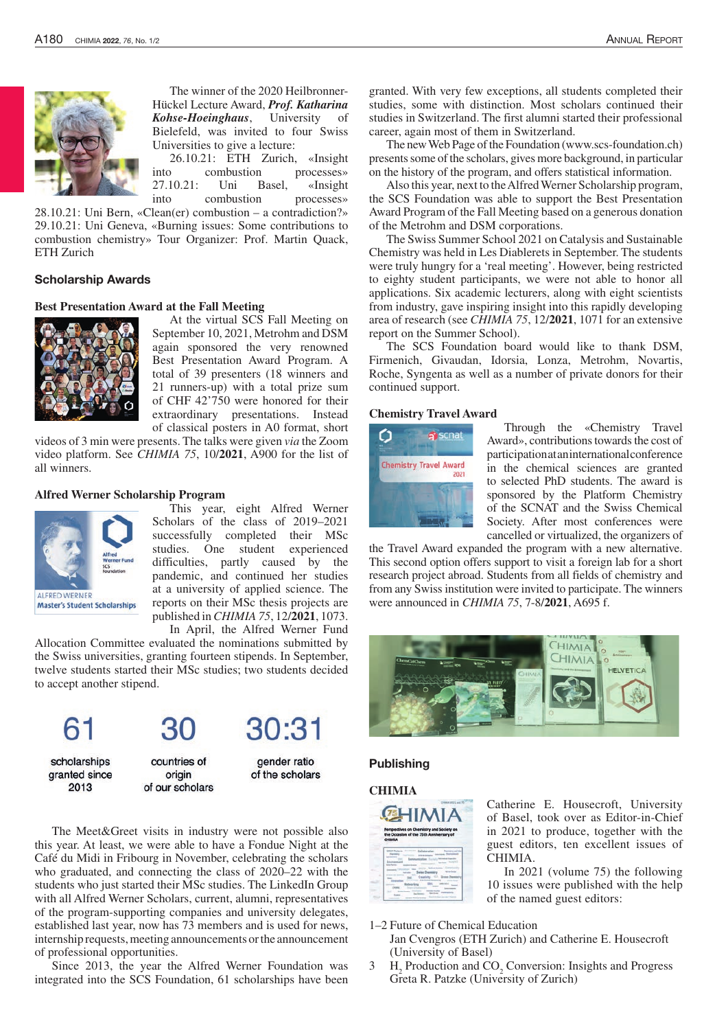The winner of the 2020 Heilbronner-Hückel Lecture Award, ***Prof. Katharina Kohse-Hoeinghaus***, University of Bielefeld, was invited to four Swiss Universities to give a lecture:

26.10.21: ETH Zurich, «Insight into combustion processes»
27.10.21: Uni Basel, «Insight into combustion processes»
28.10.21: Uni Bern, «Clean(er) combustion – a contradiction?»
29.10.21: Uni Geneva, «Burning issues: Some contributions to combustion chemistry» Tour Organizer: Prof. Martin Quack, ETH Zurich

## Scholarship Awards

### Best Presentation Award at the Fall Meeting

At the virtual SCS Fall Meeting on September 10, 2021, Metrohm and DSM again sponsored the very renowned Best Presentation Award Program. A total of 39 presenters (18 winners and 21 runners-up) with a total prize sum of CHF 42'750 were honored for their extraordinary presentations. Instead of classical posters in A0 format, short videos of 3 min were presents. The talks were given *via* the Zoom video platform. See *CHIMIA 75*, 10/**2021**, A900 for the list of all winners.

### Alfred Werner Scholarship Program

This year, eight Alfred Werner Scholars of the class of 2019–2021 successfully completed their MSc studies. One student experienced difficulties, partly caused by the pandemic, and continued her studies at a university of applied science. The reports on their MSc thesis projects are published in *CHIMIA 75*, 12/**2021**, 1073.

In April, the Alfred Werner Fund Allocation Committee evaluated the nominations submitted by the Swiss universities, granting fourteen stipends. In September, twelve students started their MSc studies; two students decided to accept another stipend.

61 scholarships granted since 2013 | 30 countries of origin of our scholars | 30:31 gender ratio of the scholars

The Meet&Greet visits in industry were not possible also this year. At least, we were able to have a Fondue Night at the Café du Midi in Fribourg in November, celebrating the scholars who graduated, and connecting the class of 2020–22 with the students who just started their MSc studies. The LinkedIn Group with all Alfred Werner Scholars, current, alumni, representatives of the program-supporting companies and university delegates, established last year, now has 73 members and is used for news, internship requests, meeting announcements or the announcement of professional opportunities.

Since 2013, the year the Alfred Werner Foundation was integrated into the SCS Foundation, 61 scholarships have been granted. With very few exceptions, all students completed their studies, some with distinction. Most scholars continued their studies in Switzerland. The first alumni started their professional career, again most of them in Switzerland.

The new Web Page of the Foundation (www.scs-foundation.ch) presents some of the scholars, gives more background, in particular on the history of the program, and offers statistical information.

Also this year, next to the Alfred Werner Scholarship program, the SCS Foundation was able to support the Best Presentation Award Program of the Fall Meeting based on a generous donation of the Metrohm and DSM corporations.

The Swiss Summer School 2021 on Catalysis and Sustainable Chemistry was held in Les Diablerets in September. The students were truly hungry for a 'real meeting'. However, being restricted to eighty student participants, we were not able to honor all applications. Six academic lecturers, along with eight scientists from industry, gave inspiring insight into this rapidly developing area of research (see *CHIMIA 75*, 12/**2021**, 1071 for an extensive report on the Summer School).

The SCS Foundation board would like to thank DSM, Firmenich, Givaudan, Idorsia, Lonza, Metrohm, Novartis, Roche, Syngenta as well as a number of private donors for their continued support.

### Chemistry Travel Award

Through the «Chemistry Travel Award», contributions towards the cost of participation at an international conference in the chemical sciences are granted to selected PhD students. The award is sponsored by the Platform Chemistry of the SCNAT and the Swiss Chemical Society. After most conferences were cancelled or virtualized, the organizers of the Travel Award expanded the program with a new alternative. This second option offers support to visit a foreign lab for a short research project abroad. Students from all fields of chemistry and from any Swiss institution were invited to participate. The winners were announced in *CHIMIA 75*, 7-8/**2021**, A695 f.

## Publishing

### CHIMIA

Catherine E. Housecroft, University of Basel, took over as Editor-in-Chief in 2021 to produce, together with the guest editors, ten excellent issues of CHIMIA.

In 2021 (volume 75) the following 10 issues were published with the help of the named guest editors:

1–2 Future of Chemical Education
Jan Cvengros (ETH Zurich) and Catherine E. Housecroft (University of Basel)

3 $H_2$ Production and $CO_2$ Conversion: Insights and Progress
Greta R. Patzke (University of Zurich)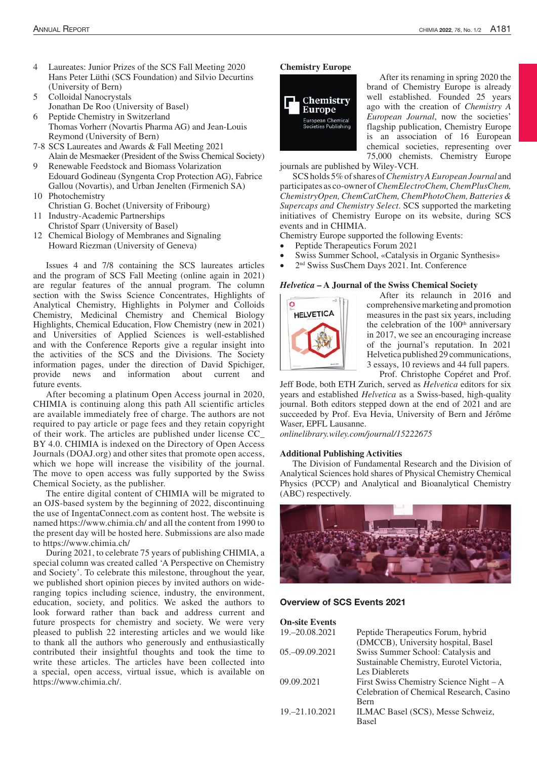4 Laureates: Junior Prizes of the SCS Fall Meeting 2020
Hans Peter Lüthi (SCS Foundation) and Silvio Decurtins (University of Bern)

5 Colloidal Nanocrystals
Jonathan De Roo (University of Basel)

6 Peptide Chemistry in Switzerland
Thomas Vorherr (Novartis Pharma AG) and Jean-Louis Reymond (University of Bern)

7-8 SCS Laureates and Awards & Fall Meeting 2021
Alain de Mesmaeker (President of the Swiss Chemical Society)

9 Renewable Feedstock and Biomass Volarization
Edouard Godineau (Syngenta Crop Protection AG), Fabrice Gallou (Novartis), and Urban Jenelten (Firmenich SA)

10 Photochemistry
Christian G. Bochet (University of Fribourg)

11 Industry-Academic Partnerships
Christof Sparr (University of Basel)

12 Chemical Biology of Membranes and Signaling
Howard Riezman (University of Geneva)

Issues 4 and 7/8 containing the SCS laureates articles and the program of SCS Fall Meeting (online again in 2021) are regular features of the annual program. The column section with the Swiss Science Concentrates, Highlights of Analytical Chemistry, Highlights in Polymer and Colloids Chemistry, Medicinal Chemistry and Chemical Biology Highlights, Chemical Education, Flow Chemistry (new in 2021) and Universities of Applied Sciences is well-established and with the Conference Reports give a regular insight into the activities of the SCS and the Divisions. The Society information pages, under the direction of David Spichiger, provide news and information about current and future events.

After becoming a platinum Open Access journal in 2020, CHIMIA is continuing along this path All scientific articles are available immediately free of charge. The authors are not required to pay article or page fees and they retain copyright of their work. The articles are published under license CC_BY 4.0. CHIMIA is indexed on the Directory of Open Access Journals (DOAJ.org) and other sites that promote open access, which we hope will increase the visibility of the journal. The move to open access was fully supported by the Swiss Chemical Society, as the publisher.

The entire digital content of CHIMIA will be migrated to an OJS-based system by the beginning of 2022, discontinuing the use of IngentaConnect.com as content host. The website is named https://www.chimia.ch/ and all the content from 1990 to the present day will be hosted here. Submissions are also made to https://www.chimia.ch/

During 2021, to celebrate 75 years of publishing CHIMIA, a special column was created called 'A Perspective on Chemistry and Society'. To celebrate this milestone, throughout the year, we published short opinion pieces by invited authors on wide-ranging topics including science, industry, the environment, education, society, and politics. We asked the authors to look forward rather than back and address current and future prospects for chemistry and society. We were very pleased to publish 22 interesting articles and we would like to thank all the authors who generously and enthusiastically contributed their insightful thoughts and took the time to write these articles. The articles have been collected into a special, open access, virtual issue, which is available on https://www.chimia.ch/.

**Chemistry Europe**

After its renaming in spring 2020 the brand of Chemistry Europe is already well established. Founded 25 years ago with the creation of *Chemistry A European Journal*, now the societies' flagship publication, Chemistry Europe is an association of 16 European chemical societies, representing over 75,000 chemists. Chemistry Europe journals are published by Wiley-VCH.

SCS holds 5% of shares of *Chemistry A European Journal* and participates as co-owner of *ChemElectroChem, ChemPlusChem, ChemistryOpen, ChemCatChem, ChemPhotoChem, Batteries & Supercaps and Chemistry Select*. SCS supported the marketing initiatives of Chemistry Europe on its website, during SCS events and in CHIMIA.

Chemistry Europe supported the following Events:

- Peptide Therapeutics Forum 2021
- Swiss Summer School, «Catalysis in Organic Synthesis»
- 2nd Swiss SusChem Days 2021. Int. Conference

***Helvetica* – A Journal of the Swiss Chemical Society**

After its relaunch in 2016 and comprehensive marketing and promotion measures in the past six years, including the celebration of the 100th anniversary in 2017, we see an encouraging increase of the journal's reputation. In 2021 Helvetica published 29 communications, 3 essays, 10 reviews and 44 full papers.

Prof. Christophe Copéret and Prof. Jeff Bode, both ETH Zurich, served as *Helvetica* editors for six years and established *Helvetica* as a Swiss-based, high-quality journal. Both editors stepped down at the end of 2021 and are succeeded by Prof. Eva Hevia, University of Bern and Jérôme Waser, EPFL Lausanne.

*onlinelibrary.wiley.com/journal/15222675*

**Additional Publishing Activities**

The Division of Fundamental Research and the Division of Analytical Sciences hold shares of Physical Chemistry Chemical Physics (PCCP) and Analytical and Bioanalytical Chemistry (ABC) respectively.

## Overview of SCS Events 2021

**On-site Events**

| | |
|---|---|
| 19.–20.08.2021 | Peptide Therapeutics Forum, hybrid (DMCCB), University hospital, Basel |
| 05.–09.09.2021 | Swiss Summer School: Catalysis and Sustainable Chemistry, Eurotel Victoria, Les Diablerets |
| 09.09.2021 | First Swiss Chemistry Science Night – A Celebration of Chemical Research, Casino Bern |
| 19.–21.10.2021 | ILMAC Basel (SCS), Messe Schweiz, Basel |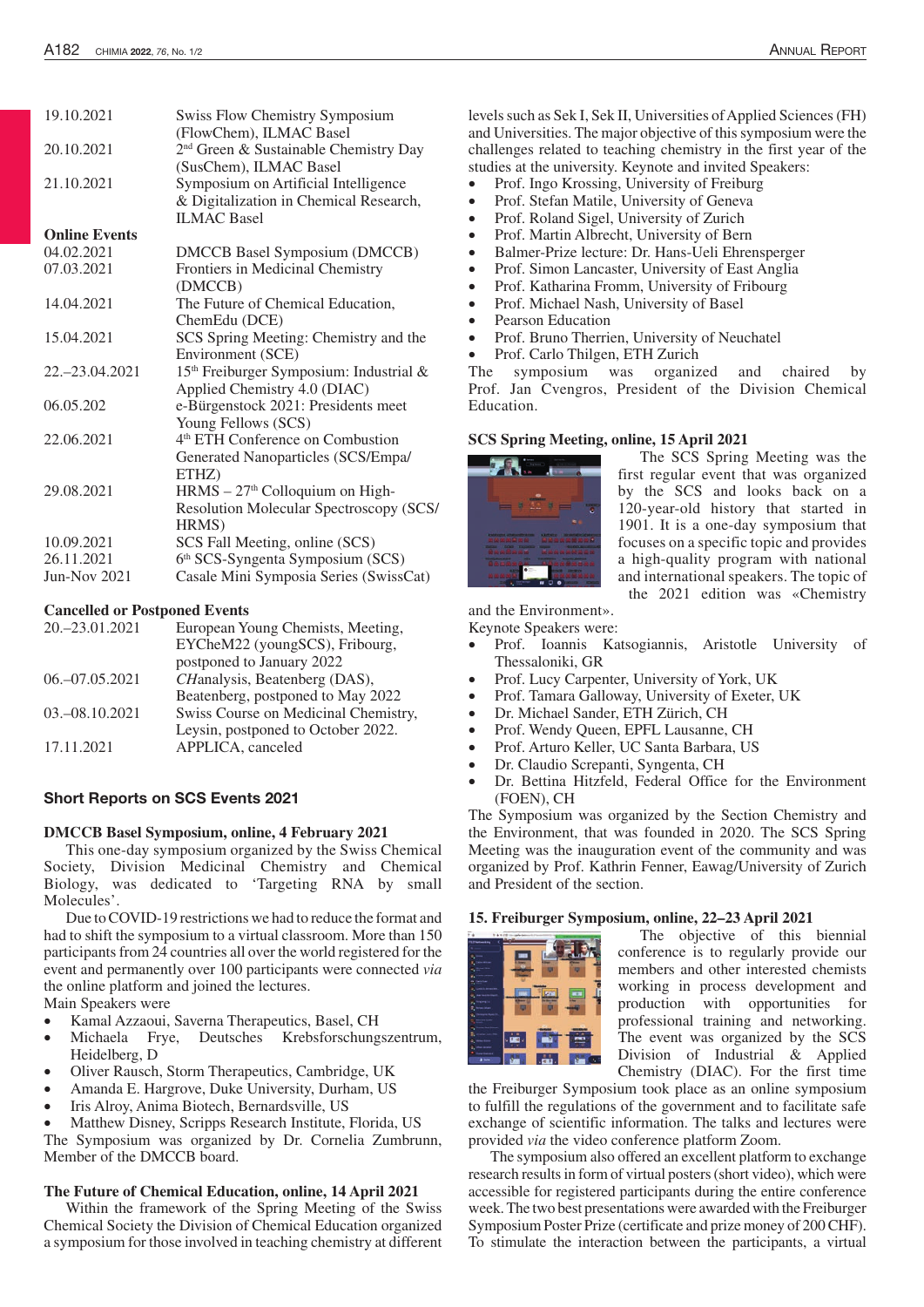| | |
|---|---|
| 19.10.2021 | Swiss Flow Chemistry Symposium (FlowChem), ILMAC Basel |
| 20.10.2021 | 2nd Green & Sustainable Chemistry Day (SusChem), ILMAC Basel |
| 21.10.2021 | Symposium on Artificial Intelligence & Digitalization in Chemical Research, ILMAC Basel |
| **Online Events** | |
| 04.02.2021 | DMCCB Basel Symposium (DMCCB) |
| 07.03.2021 | Frontiers in Medicinal Chemistry (DMCCB) |
| 14.04.2021 | The Future of Chemical Education, ChemEdu (DCE) |
| 15.04.2021 | SCS Spring Meeting: Chemistry and the Environment (SCE) |
| 22.–23.04.2021 | 15th Freiburger Symposium: Industrial & Applied Chemistry 4.0 (DIAC) |
| 06.05.202 | e-Bürgenstock 2021: Presidents meet Young Fellows (SCS) |
| 22.06.2021 | 4th ETH Conference on Combustion Generated Nanoparticles (SCS/Empa/ETHZ) |
| 29.08.2021 | HRMS – 27th Colloquium on High-Resolution Molecular Spectroscopy (SCS/HRMS) |
| 10.09.2021 | SCS Fall Meeting, online (SCS) |
| 26.11.2021 | 6th SCS-Syngenta Symposium (SCS) |
| Jun-Nov 2021 | Casale Mini Symposia Series (SwissCat) |

**Cancelled or Postponed Events**

| | |
|---|---|
| 20.–23.01.2021 | European Young Chemists, Meeting, EYCheM22 (youngSCS), Fribourg, postponed to January 2022 |
| 06.–07.05.2021 | *CH*analysis, Beatenberg (DAS), Beatenberg, postponed to May 2022 |
| 03.–08.10.2021 | Swiss Course on Medicinal Chemistry, Leysin, postponed to October 2022. |
| 17.11.2021 | APPLICA, canceled |

## Short Reports on SCS Events 2021

### DMCCB Basel Symposium, online, 4 February 2021

This one-day symposium organized by the Swiss Chemical Society, Division Medicinal Chemistry and Chemical Biology, was dedicated to 'Targeting RNA by small Molecules'.

Due to COVID-19 restrictions we had to reduce the format and had to shift the symposium to a virtual classroom. More than 150 participants from 24 countries all over the world registered for the event and permanently over 100 participants were connected *via* the online platform and joined the lectures.

Main Speakers were

- Kamal Azzaoui, Saverna Therapeutics, Basel, CH
- Michaela Frye, Deutsches Krebsforschungszentrum, Heidelberg, D
- Oliver Rausch, Storm Therapeutics, Cambridge, UK
- Amanda E. Hargrove, Duke University, Durham, US
- Iris Alroy, Anima Biotech, Bernardsville, US
- Matthew Disney, Scripps Research Institute, Florida, US

The Symposium was organized by Dr. Cornelia Zumbrunn, Member of the DMCCB board.

### The Future of Chemical Education, online, 14 April 2021

Within the framework of the Spring Meeting of the Swiss Chemical Society the Division of Chemical Education organized a symposium for those involved in teaching chemistry at different levels such as Sek I, Sek II, Universities of Applied Sciences (FH) and Universities. The major objective of this symposium were the challenges related to teaching chemistry in the first year of the studies at the university. Keynote and invited Speakers:

- Prof. Ingo Krossing, University of Freiburg
- Prof. Stefan Matile, University of Geneva
- Prof. Roland Sigel, University of Zurich
- Prof. Martin Albrecht, University of Bern
- Balmer-Prize lecture: Dr. Hans-Ueli Ehrensperger
- Prof. Simon Lancaster, University of East Anglia
- Prof. Katharina Fromm, University of Fribourg
- Prof. Michael Nash, University of Basel
- Pearson Education
- Prof. Bruno Therrien, University of Neuchatel
- Prof. Carlo Thilgen, ETH Zurich

The symposium was organized and chaired by Prof. Jan Cvengros, President of the Division Chemical Education.

### SCS Spring Meeting, online, 15 April 2021

The SCS Spring Meeting was the first regular event that was organized by the SCS and looks back on a 120-year-old history that started in 1901. It is a one-day symposium that focuses on a specific topic and provides a high-quality program with national and international speakers. The topic of the 2021 edition was «Chemistry and the Environment».

Keynote Speakers were:

- Prof. Ioannis Katsogiannis, Aristotle University of Thessaloniki, GR
- Prof. Lucy Carpenter, University of York, UK
- Prof. Tamara Galloway, University of Exeter, UK
- Dr. Michael Sander, ETH Zürich, CH
- Prof. Wendy Queen, EPFL Lausanne, CH
- Prof. Arturo Keller, UC Santa Barbara, US
- Dr. Claudio Screpanti, Syngenta, CH
- Dr. Bettina Hitzfeld, Federal Office for the Environment (FOEN), CH

The Symposium was organized by the Section Chemistry and the Environment, that was founded in 2020. The SCS Spring Meeting was the inauguration event of the community and was organized by Prof. Kathrin Fenner, Eawag/University of Zurich and President of the section.

### 15. Freiburger Symposium, online, 22–23 April 2021

The objective of this biennial conference is to regularly provide our members and other interested chemists working in process development and production with opportunities for professional training and networking. The event was organized by the SCS Division of Industrial & Applied Chemistry (DIAC). For the first time the Freiburger Symposium took place as an online symposium to fulfill the regulations of the government and to facilitate safe exchange of scientific information. The talks and lectures were provided *via* the video conference platform Zoom.

The symposium also offered an excellent platform to exchange research results in form of virtual posters (short video), which were accessible for registered participants during the entire conference week. The two best presentations were awarded with the Freiburger Symposium Poster Prize (certificate and prize money of 200 CHF). To stimulate the interaction between the participants, a virtual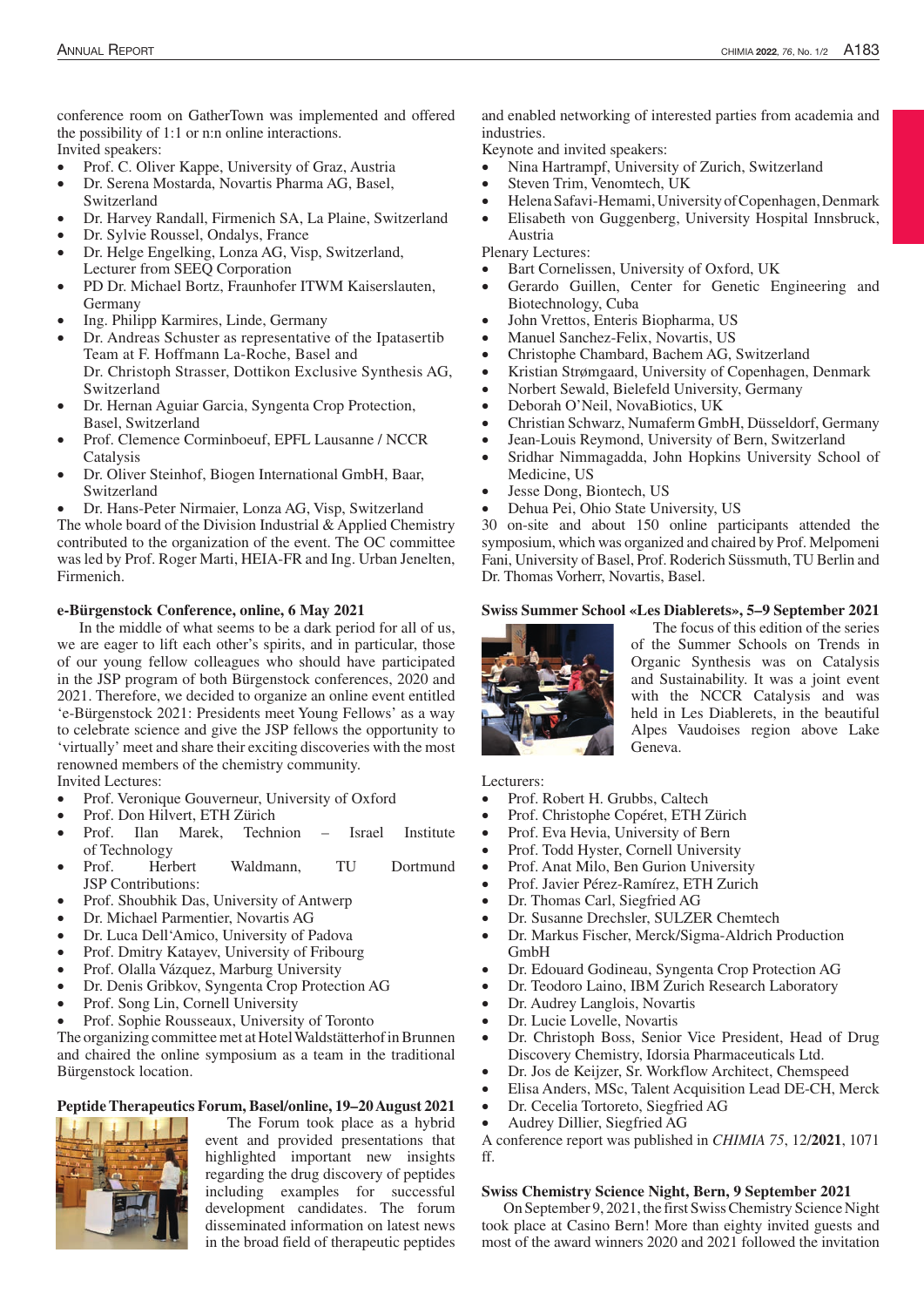conference room on GatherTown was implemented and offered the possibility of 1:1 or n:n online interactions.

Invited speakers:

- Prof. C. Oliver Kappe, University of Graz, Austria
- Dr. Serena Mostarda, Novartis Pharma AG, Basel, Switzerland
- Dr. Harvey Randall, Firmenich SA, La Plaine, Switzerland
- Dr. Sylvie Roussel, Ondalys, France
- Dr. Helge Engelking, Lonza AG, Visp, Switzerland, Lecturer from SEEQ Corporation
- PD Dr. Michael Bortz, Fraunhofer ITWM Kaiserslauten, Germany
- Ing. Philipp Karmires, Linde, Germany
- Dr. Andreas Schuster as representative of the Ipatasertib Team at F. Hoffmann La-Roche, Basel and Dr. Christoph Strasser, Dottikon Exclusive Synthesis AG, Switzerland
- Dr. Hernan Aguiar Garcia, Syngenta Crop Protection, Basel, Switzerland
- Prof. Clemence Corminboeuf, EPFL Lausanne / NCCR Catalysis
- Dr. Oliver Steinhof, Biogen International GmbH, Baar, Switzerland
- Dr. Hans-Peter Nirmaier, Lonza AG, Visp, Switzerland

The whole board of the Division Industrial & Applied Chemistry contributed to the organization of the event. The OC committee was led by Prof. Roger Marti, HEIA-FR and Ing. Urban Jenelten, Firmenich.

### e-Bürgenstock Conference, online, 6 May 2021

In the middle of what seems to be a dark period for all of us, we are eager to lift each other's spirits, and in particular, those of our young fellow colleagues who should have participated in the JSP program of both Bürgenstock conferences, 2020 and 2021. Therefore, we decided to organize an online event entitled 'e-Bürgenstock 2021: Presidents meet Young Fellows' as a way to celebrate science and give the JSP fellows the opportunity to 'virtually' meet and share their exciting discoveries with the most renowned members of the chemistry community.

Invited Lectures:

- Prof. Veronique Gouverneur, University of Oxford
- Prof. Don Hilvert, ETH Zürich
- Prof. Ilan Marek, Technion – Israel Institute of Technology
- Prof. Herbert Waldmann, TU Dortmund

JSP Contributions:

- Prof. Shoubhik Das, University of Antwerp
- Dr. Michael Parmentier, Novartis AG
- Dr. Luca Dell'Amico, University of Padova
- Prof. Dmitry Katayev, University of Fribourg
- Prof. Olalla Vázquez, Marburg University
- Dr. Denis Gribkov, Syngenta Crop Protection AG
- Prof. Song Lin, Cornell University
- Prof. Sophie Rousseaux, University of Toronto

The organizing committee met at Hotel Waldstätterhof in Brunnen and chaired the online symposium as a team in the traditional Bürgenstock location.

### Peptide Therapeutics Forum, Basel/online, 19–20 August 2021

The Forum took place as a hybrid event and provided presentations that highlighted important new insights regarding the drug discovery of peptides including examples for successful development candidates. The forum disseminated information on latest news in the broad field of therapeutic peptides and enabled networking of interested parties from academia and industries.

Keynote and invited speakers:

- Nina Hartrampf, University of Zurich, Switzerland
- Steven Trim, Venomtech, UK
- Helena Safavi-Hemami, University of Copenhagen, Denmark
- Elisabeth von Guggenberg, University Hospital Innsbruck, Austria

Plenary Lectures:

- Bart Cornelissen, University of Oxford, UK
- Gerardo Guillen, Center for Genetic Engineering and Biotechnology, Cuba
- John Vrettos, Enteris Biopharma, US
- Manuel Sanchez-Felix, Novartis, US
- Christophe Chambard, Bachem AG, Switzerland
- Kristian Strømgaard, University of Copenhagen, Denmark
- Norbert Sewald, Bielefeld University, Germany
- Deborah O'Neil, NovaBiotics, UK
- Christian Schwarz, Numaferm GmbH, Düsseldorf, Germany
- Jean-Louis Reymond, University of Bern, Switzerland
- Sridhar Nimmagadda, John Hopkins University School of Medicine, US
- Jesse Dong, Biontech, US
- Dehua Pei, Ohio State University, US

30 on-site and about 150 online participants attended the symposium, which was organized and chaired by Prof. Melpomeni Fani, University of Basel, Prof. Roderich Süssmuth, TU Berlin and Dr. Thomas Vorherr, Novartis, Basel.

### Swiss Summer School «Les Diablerets», 5–9 September 2021

The focus of this edition of the series of the Summer Schools on Trends in Organic Synthesis was on Catalysis and Sustainability. It was a joint event with the NCCR Catalysis and was held in Les Diablerets, in the beautiful Alpes Vaudoises region above Lake Geneva.

Lecturers:

- Prof. Robert H. Grubbs, Caltech
- Prof. Christophe Copéret, ETH Zürich
- Prof. Eva Hevia, University of Bern
- Prof. Todd Hyster, Cornell University
- Prof. Anat Milo, Ben Gurion University
- Prof. Javier Pérez-Ramírez, ETH Zurich
- Dr. Thomas Carl, Siegfried AG
- Dr. Susanne Drechsler, SULZER Chemtech
- Dr. Markus Fischer, Merck/Sigma-Aldrich Production GmbH
- Dr. Edouard Godineau, Syngenta Crop Protection AG
- Dr. Teodoro Laino, IBM Zurich Research Laboratory
- Dr. Audrey Langlois, Novartis
- Dr. Lucie Lovelle, Novartis
- Dr. Christoph Boss, Senior Vice President, Head of Drug Discovery Chemistry, Idorsia Pharmaceuticals Ltd.
- Dr. Jos de Keijzer, Sr. Workflow Architect, Chemspeed
- Elisa Anders, MSc, Talent Acquisition Lead DE-CH, Merck
- Dr. Cecelia Tortoreto, Siegfried AG
- Audrey Dillier, Siegfried AG

A conference report was published in *CHIMIA 75*, 12/**2021**, 1071 ff.

### Swiss Chemistry Science Night, Bern, 9 September 2021

On September 9, 2021, the first Swiss Chemistry Science Night took place at Casino Bern! More than eighty invited guests and most of the award winners 2020 and 2021 followed the invitation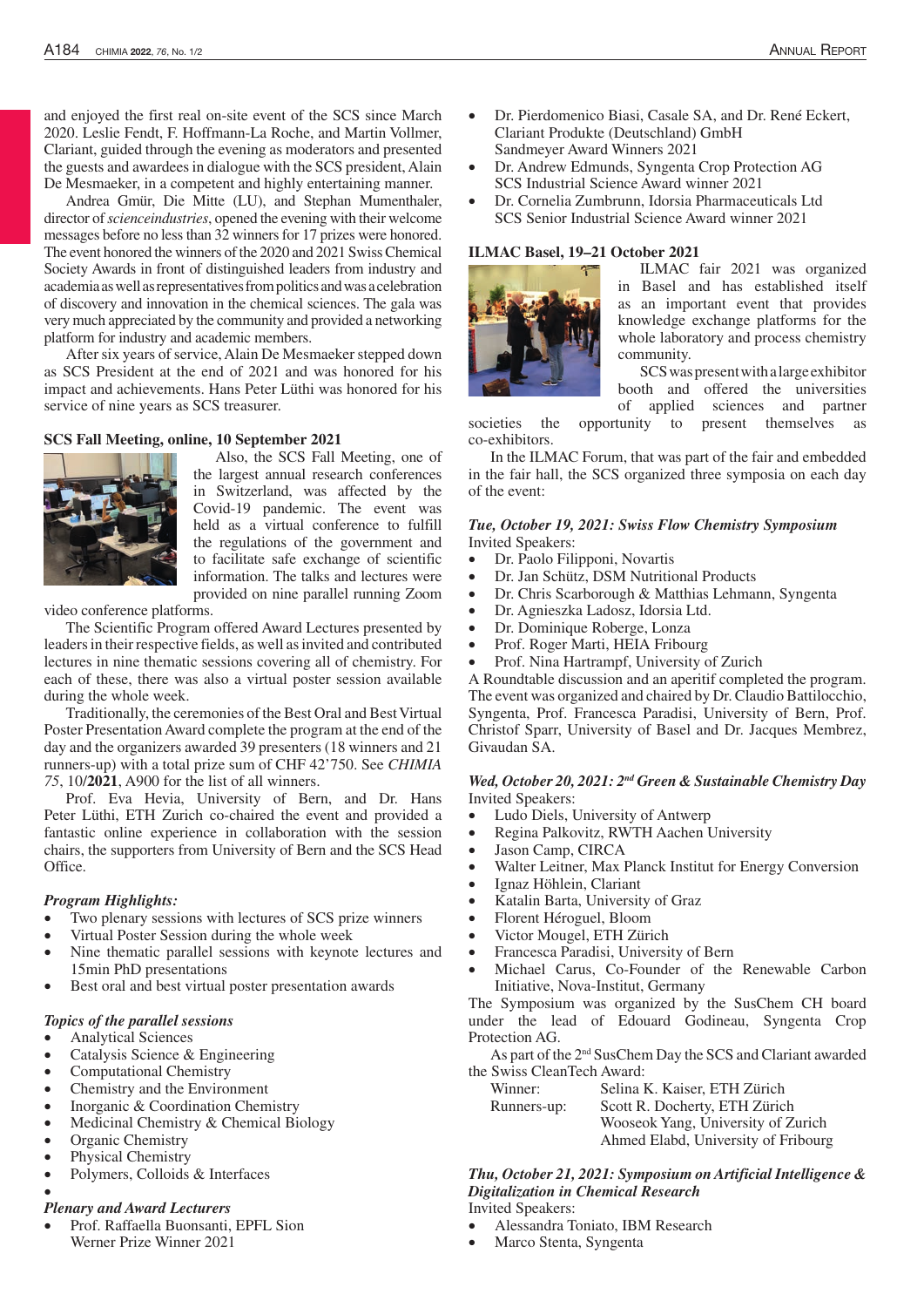and enjoyed the first real on-site event of the SCS since March 2020. Leslie Fendt, F. Hoffmann-La Roche, and Martin Vollmer, Clariant, guided through the evening as moderators and presented the guests and awardees in dialogue with the SCS president, Alain De Mesmaeker, in a competent and highly entertaining manner.

Andrea Gmür, Die Mitte (LU), and Stephan Mumenthaler, director of *scienceindustries*, opened the evening with their welcome messages before no less than 32 winners for 17 prizes were honored. The event honored the winners of the 2020 and 2021 Swiss Chemical Society Awards in front of distinguished leaders from industry and academia as well as representatives from politics and was a celebration of discovery and innovation in the chemical sciences. The gala was very much appreciated by the community and provided a networking platform for industry and academic members.

After six years of service, Alain De Mesmaeker stepped down as SCS President at the end of 2021 and was honored for his impact and achievements. Hans Peter Lüthi was honored for his service of nine years as SCS treasurer.

**SCS Fall Meeting, online, 10 September 2021**

Also, the SCS Fall Meeting, one of the largest annual research conferences in Switzerland, was affected by the Covid-19 pandemic. The event was held as a virtual conference to fulfill the regulations of the government and to facilitate safe exchange of scientific information. The talks and lectures were provided on nine parallel running Zoom video conference platforms.

The Scientific Program offered Award Lectures presented by leaders in their respective fields, as well as invited and contributed lectures in nine thematic sessions covering all of chemistry. For each of these, there was also a virtual poster session available during the whole week.

Traditionally, the ceremonies of the Best Oral and Best Virtual Poster Presentation Award complete the program at the end of the day and the organizers awarded 39 presenters (18 winners and 21 runners-up) with a total prize sum of CHF 42'750. See *CHIMIA 75*, 10/**2021**, A900 for the list of all winners.

Prof. Eva Hevia, University of Bern, and Dr. Hans Peter Lüthi, ETH Zurich co-chaired the event and provided a fantastic online experience in collaboration with the session chairs, the supporters from University of Bern and the SCS Head Office.

***Program Highlights:***

- Two plenary sessions with lectures of SCS prize winners
- Virtual Poster Session during the whole week
- Nine thematic parallel sessions with keynote lectures and 15min PhD presentations
- Best oral and best virtual poster presentation awards

***Topics of the parallel sessions***

- Analytical Sciences
- Catalysis Science & Engineering
- Computational Chemistry
- Chemistry and the Environment
- Inorganic & Coordination Chemistry
- Medicinal Chemistry & Chemical Biology
- Organic Chemistry
- Physical Chemistry
- Polymers, Colloids & Interfaces

***Plenary and Award Lecturers***

- Prof. Raffaella Buonsanti, EPFL Sion
  Werner Prize Winner 2021
- Dr. Pierdomenico Biasi, Casale SA, and Dr. René Eckert, Clariant Produkte (Deutschland) GmbH
  Sandmeyer Award Winners 2021
- Dr. Andrew Edmunds, Syngenta Crop Protection AG
  SCS Industrial Science Award winner 2021
- Dr. Cornelia Zumbrunn, Idorsia Pharmaceuticals Ltd
  SCS Senior Industrial Science Award winner 2021

**ILMAC Basel, 19–21 October 2021**

ILMAC fair 2021 was organized in Basel and has established itself as an important event that provides knowledge exchange platforms for the whole laboratory and process chemistry community.

SCS was present with a large exhibitor booth and offered the universities of applied sciences and partner societies the opportunity to present themselves as co-exhibitors.

In the ILMAC Forum, that was part of the fair and embedded in the fair hall, the SCS organized three symposia on each day of the event:

***Tue, October 19, 2021: Swiss Flow Chemistry Symposium***

Invited Speakers:

- Dr. Paolo Filipponi, Novartis
- Dr. Jan Schütz, DSM Nutritional Products
- Dr. Chris Scarborough & Matthias Lehmann, Syngenta
- Dr. Agnieszka Ladosz, Idorsia Ltd.
- Dr. Dominique Roberge, Lonza
- Prof. Roger Marti, HEIA Fribourg
- Prof. Nina Hartrampf, University of Zurich

A Roundtable discussion and an aperitif completed the program. The event was organized and chaired by Dr. Claudio Battilocchio, Syngenta, Prof. Francesca Paradisi, University of Bern, Prof. Christof Sparr, University of Basel and Dr. Jacques Membrez, Givaudan SA.

***Wed, October 20, 2021: 2nd Green & Sustainable Chemistry Day***

Invited Speakers:

- Ludo Diels, University of Antwerp
- Regina Palkovitz, RWTH Aachen University
- Jason Camp, CIRCA
- Walter Leitner, Max Planck Institut for Energy Conversion
- Ignaz Höhlein, Clariant
- Katalin Barta, University of Graz
- Florent Héroguel, Bloom
- Victor Mougel, ETH Zürich
- Francesca Paradisi, University of Bern
- Michael Carus, Co-Founder of the Renewable Carbon Initiative, Nova-Institut, Germany

The Symposium was organized by the SusChem CH board under the lead of Edouard Godineau, Syngenta Crop Protection AG.

As part of the 2nd SusChem Day the SCS and Clariant awarded the Swiss CleanTech Award:

| | |
|---|---|
| Winner: | Selina K. Kaiser, ETH Zürich |
| Runners-up: | Scott R. Docherty, ETH Zürich |
| | Wooseok Yang, University of Zurich |
| | Ahmed Elabd, University of Fribourg |

***Thu, October 21, 2021: Symposium on Artificial Intelligence & Digitalization in Chemical Research***

Invited Speakers:

- Alessandra Toniato, IBM Research
- Marco Stenta, Syngenta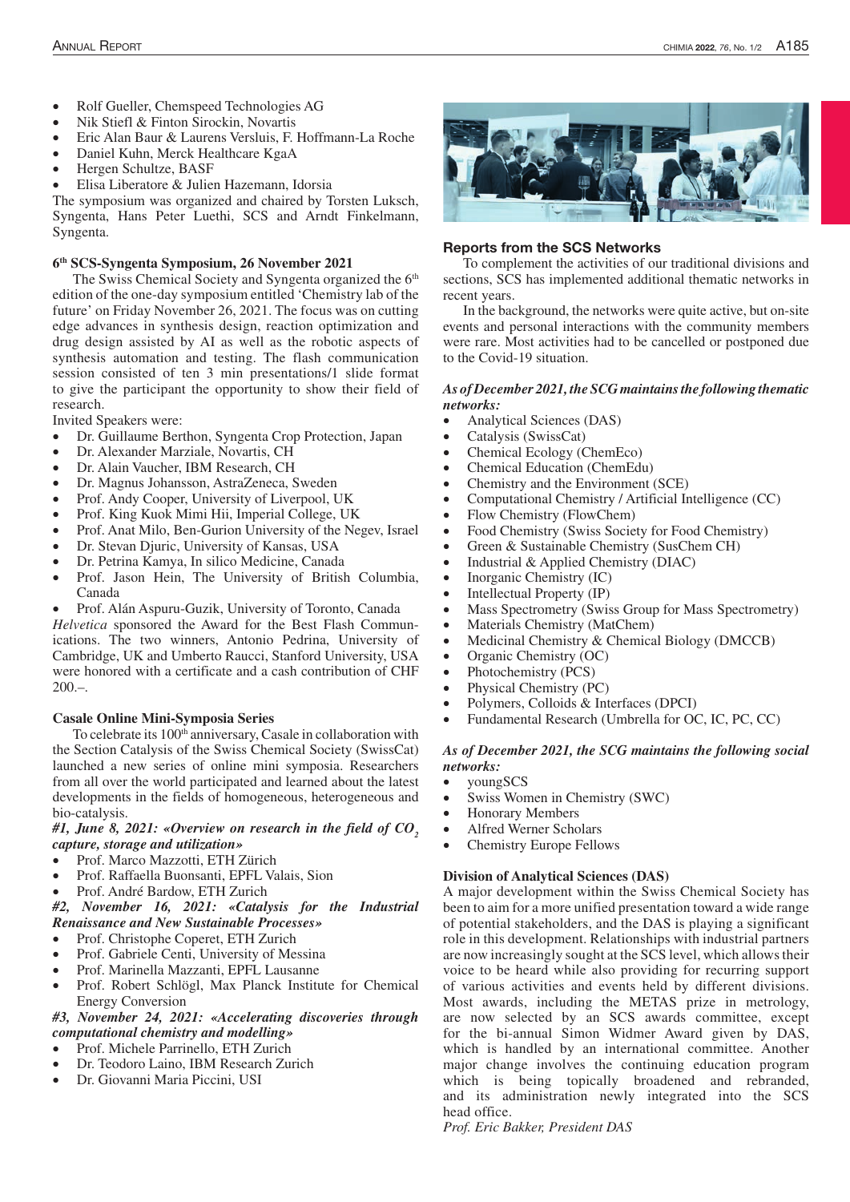- Rolf Gueller, Chemspeed Technologies AG
- Nik Stiefl & Finton Sirockin, Novartis
- Eric Alan Baur & Laurens Versluis, F. Hoffmann-La Roche
- Daniel Kuhn, Merck Healthcare KgaA
- Hergen Schultze, BASF
- Elisa Liberatore & Julien Hazemann, Idorsia

The symposium was organized and chaired by Torsten Luksch, Syngenta, Hans Peter Luethi, SCS and Arndt Finkelmann, Syngenta.

**6th SCS-Syngenta Symposium, 26 November 2021**

The Swiss Chemical Society and Syngenta organized the 6th edition of the one-day symposium entitled 'Chemistry lab of the future' on Friday November 26, 2021. The focus was on cutting edge advances in synthesis design, reaction optimization and drug design assisted by AI as well as the robotic aspects of synthesis automation and testing. The flash communication session consisted of ten 3 min presentations/1 slide format to give the participant the opportunity to show their field of research.

Invited Speakers were:

- Dr. Guillaume Berthon, Syngenta Crop Protection, Japan
- Dr. Alexander Marziale, Novartis, CH
- Dr. Alain Vaucher, IBM Research, CH
- Dr. Magnus Johansson, AstraZeneca, Sweden
- Prof. Andy Cooper, University of Liverpool, UK
- Prof. King Kuok Mimi Hii, Imperial College, UK
- Prof. Anat Milo, Ben-Gurion University of the Negev, Israel
- Dr. Stevan Djuric, University of Kansas, USA
- Dr. Petrina Kamya, In silico Medicine, Canada
- Prof. Jason Hein, The University of British Columbia, Canada
- Prof. Alán Aspuru-Guzik, University of Toronto, Canada

*Helvetica* sponsored the Award for the Best Flash Communications. The two winners, Antonio Pedrina, University of Cambridge, UK and Umberto Raucci, Stanford University, USA were honored with a certificate and a cash contribution of CHF 200.–.

**Casale Online Mini-Symposia Series**

To celebrate its 100th anniversary, Casale in collaboration with the Section Catalysis of the Swiss Chemical Society (SwissCat) launched a new series of online mini symposia. Researchers from all over the world participated and learned about the latest developments in the fields of homogeneous, heterogeneous and bio-catalysis.

***#1, June 8, 2021: «Overview on research in the field of $CO_2$ capture, storage and utilization»***

- Prof. Marco Mazzotti, ETH Zürich
- Prof. Raffaella Buonsanti, EPFL Valais, Sion
- Prof. André Bardow, ETH Zurich

***#2, November 16, 2021: «Catalysis for the Industrial Renaissance and New Sustainable Processes»***

- Prof. Christophe Coperet, ETH Zurich
- Prof. Gabriele Centi, University of Messina
- Prof. Marinella Mazzanti, EPFL Lausanne
- Prof. Robert Schlögl, Max Planck Institute for Chemical Energy Conversion

***#3, November 24, 2021: «Accelerating discoveries through computational chemistry and modelling»***

- Prof. Michele Parrinello, ETH Zurich
- Dr. Teodoro Laino, IBM Research Zurich
- Dr. Giovanni Maria Piccini, USI

### Reports from the SCS Networks

To complement the activities of our traditional divisions and sections, SCS has implemented additional thematic networks in recent years.

In the background, the networks were quite active, but on-site events and personal interactions with the community members were rare. Most activities had to be cancelled or postponed due to the Covid-19 situation.

***As of December 2021, the SCG maintains the following thematic networks:***

- Analytical Sciences (DAS)
- Catalysis (SwissCat)
- Chemical Ecology (ChemEco)
- Chemical Education (ChemEdu)
- Chemistry and the Environment (SCE)
- Computational Chemistry / Artificial Intelligence (CC)
- Flow Chemistry (FlowChem)
- Food Chemistry (Swiss Society for Food Chemistry)
- Green & Sustainable Chemistry (SusChem CH)
- Industrial & Applied Chemistry (DIAC)
- Inorganic Chemistry (IC)
- Intellectual Property (IP)
- Mass Spectrometry (Swiss Group for Mass Spectrometry)
- Materials Chemistry (MatChem)
- Medicinal Chemistry & Chemical Biology (DMCCB)
- Organic Chemistry (OC)
- Photochemistry (PCS)
- Physical Chemistry (PC)
- Polymers, Colloids & Interfaces (DPCI)
- Fundamental Research (Umbrella for OC, IC, PC, CC)

***As of December 2021, the SCG maintains the following social networks:***

- youngSCS
- Swiss Women in Chemistry (SWC)
- Honorary Members
- Alfred Werner Scholars
- Chemistry Europe Fellows

**Division of Analytical Sciences (DAS)**

A major development within the Swiss Chemical Society has been to aim for a more unified presentation toward a wide range of potential stakeholders, and the DAS is playing a significant role in this development. Relationships with industrial partners are now increasingly sought at the SCS level, which allows their voice to be heard while also providing for recurring support of various activities and events held by different divisions. Most awards, including the METAS prize in metrology, are now selected by an SCS awards committee, except for the bi-annual Simon Widmer Award given by DAS, which is handled by an international committee. Another major change involves the continuing education program which is being topically broadened and rebranded, and its administration newly integrated into the SCS head office.

*Prof. Eric Bakker, President DAS*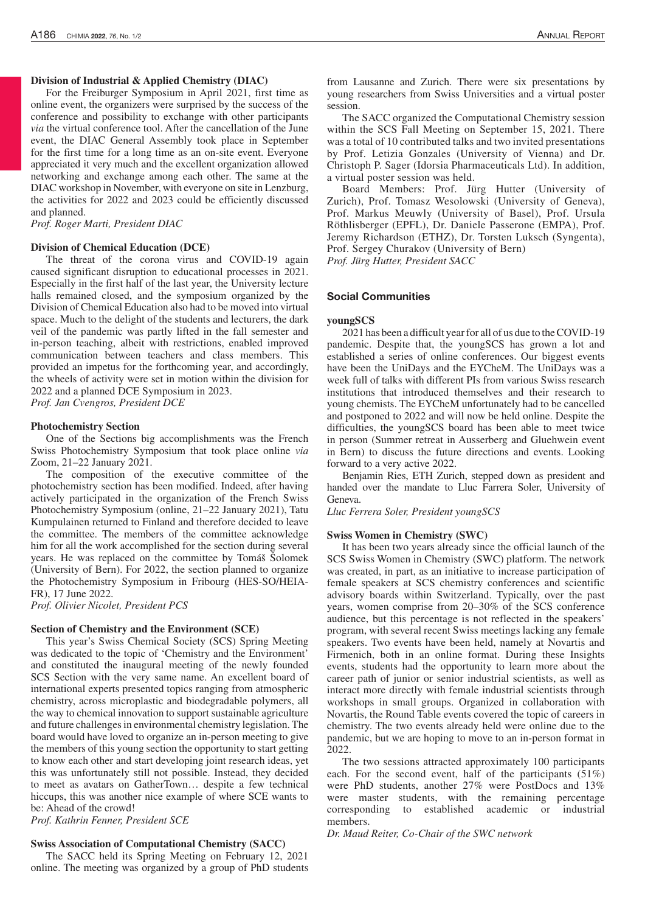### Division of Industrial & Applied Chemistry (DIAC)

For the Freiburger Symposium in April 2021, first time as online event, the organizers were surprised by the success of the conference and possibility to exchange with other participants *via* the virtual conference tool. After the cancellation of the June event, the DIAC General Assembly took place in September for the first time for a long time as an on-site event. Everyone appreciated it very much and the excellent organization allowed networking and exchange among each other. The same at the DIAC workshop in November, with everyone on site in Lenzburg, the activities for 2022 and 2023 could be efficiently discussed and planned.

*Prof. Roger Marti, President DIAC*

### Division of Chemical Education (DCE)

The threat of the corona virus and COVID-19 again caused significant disruption to educational processes in 2021. Especially in the first half of the last year, the University lecture halls remained closed, and the symposium organized by the Division of Chemical Education also had to be moved into virtual space. Much to the delight of the students and lecturers, the dark veil of the pandemic was partly lifted in the fall semester and in-person teaching, albeit with restrictions, enabled improved communication between teachers and class members. This provided an impetus for the forthcoming year, and accordingly, the wheels of activity were set in motion within the division for 2022 and a planned DCE Symposium in 2023.

*Prof. Jan Cvengros, President DCE*

### Photochemistry Section

One of the Sections big accomplishments was the French Swiss Photochemistry Symposium that took place online *via* Zoom, 21–22 January 2021.

The composition of the executive committee of the photochemistry section has been modified. Indeed, after having actively participated in the organization of the French Swiss Photochemistry Symposium (online, 21–22 January 2021), Tatu Kumpulainen returned to Finland and therefore decided to leave the committee. The members of the committee acknowledge him for all the work accomplished for the section during several years. He was replaced on the committee by Tomáš Šolomek (University of Bern). For 2022, the section planned to organize the Photochemistry Symposium in Fribourg (HES-SO/HEIA-FR), 17 June 2022.

*Prof. Olivier Nicolet, President PCS*

### Section of Chemistry and the Environment (SCE)

This year's Swiss Chemical Society (SCS) Spring Meeting was dedicated to the topic of 'Chemistry and the Environment' and constituted the inaugural meeting of the newly founded SCS Section with the very same name. An excellent board of international experts presented topics ranging from atmospheric chemistry, across microplastic and biodegradable polymers, all the way to chemical innovation to support sustainable agriculture and future challenges in environmental chemistry legislation. The board would have loved to organize an in-person meeting to give the members of this young section the opportunity to start getting to know each other and start developing joint research ideas, yet this was unfortunately still not possible. Instead, they decided to meet as avatars on GatherTown… despite a few technical hiccups, this was another nice example of where SCE wants to be: Ahead of the crowd!

*Prof. Kathrin Fenner, President SCE*

### Swiss Association of Computational Chemistry (SACC)

The SACC held its Spring Meeting on February 12, 2021 online. The meeting was organized by a group of PhD students from Lausanne and Zurich. There were six presentations by young researchers from Swiss Universities and a virtual poster session.

The SACC organized the Computational Chemistry session within the SCS Fall Meeting on September 15, 2021. There was a total of 10 contributed talks and two invited presentations by Prof. Letizia Gonzales (University of Vienna) and Dr. Christoph P. Sager (Idorsia Pharmaceuticals Ltd). In addition, a virtual poster session was held.

Board Members: Prof. Jürg Hutter (University of Zurich), Prof. Tomasz Wesolowski (University of Geneva), Prof. Markus Meuwly (University of Basel), Prof. Ursula Röthlisberger (EPFL), Dr. Daniele Passerone (EMPA), Prof. Jeremy Richardson (ETHZ), Dr. Torsten Luksch (Syngenta), Prof. Sergey Churakov (University of Bern)

*Prof. Jürg Hutter, President SACC*

## Social Communities

### youngSCS

2021 has been a difficult year for all of us due to the COVID-19 pandemic. Despite that, the youngSCS has grown a lot and established a series of online conferences. Our biggest events have been the UniDays and the EYCheM. The UniDays was a week full of talks with different PIs from various Swiss research institutions that introduced themselves and their research to young chemists. The EYCheM unfortunately had to be cancelled and postponed to 2022 and will now be held online. Despite the difficulties, the youngSCS board has been able to meet twice in person (Summer retreat in Ausserberg and Gluehwein event in Bern) to discuss the future directions and events. Looking forward to a very active 2022.

Benjamin Ries, ETH Zurich, stepped down as president and handed over the mandate to Lluc Farrera Soler, University of Geneva.

*Lluc Ferrera Soler, President youngSCS*

### Swiss Women in Chemistry (SWC)

It has been two years already since the official launch of the SCS Swiss Women in Chemistry (SWC) platform. The network was created, in part, as an initiative to increase participation of female speakers at SCS chemistry conferences and scientific advisory boards within Switzerland. Typically, over the past years, women comprise from 20–30% of the SCS conference audience, but this percentage is not reflected in the speakers' program, with several recent Swiss meetings lacking any female speakers. Two events have been held, namely at Novartis and Firmenich, both in an online format. During these Insights events, students had the opportunity to learn more about the career path of junior or senior industrial scientists, as well as interact more directly with female industrial scientists through workshops in small groups. Organized in collaboration with Novartis, the Round Table events covered the topic of careers in chemistry. The two events already held were online due to the pandemic, but we are hoping to move to an in-person format in 2022.

The two sessions attracted approximately 100 participants each. For the second event, half of the participants (51%) were PhD students, another 27% were PostDocs and 13% were master students, with the remaining percentage corresponding to established academic or industrial members.

*Dr. Maud Reiter, Co-Chair of the SWC network*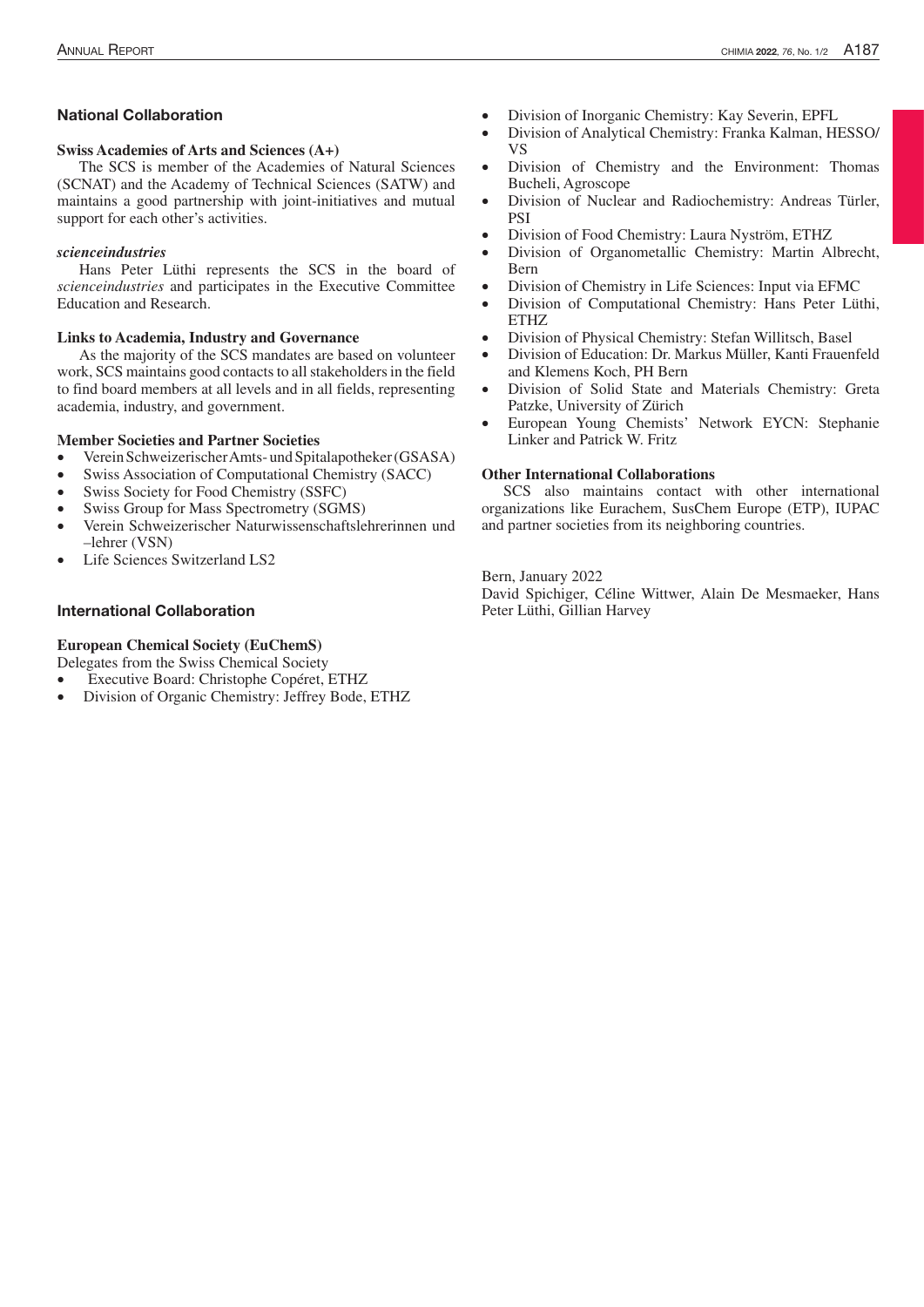## National Collaboration

**Swiss Academies of Arts and Sciences (A+)**

The SCS is member of the Academies of Natural Sciences (SCNAT) and the Academy of Technical Sciences (SATW) and maintains a good partnership with joint-initiatives and mutual support for each other's activities.

***scienceindustries***

Hans Peter Lüthi represents the SCS in the board of *scienceindustries* and participates in the Executive Committee Education and Research.

**Links to Academia, Industry and Governance**

As the majority of the SCS mandates are based on volunteer work, SCS maintains good contacts to all stakeholders in the field to find board members at all levels and in all fields, representing academia, industry, and government.

**Member Societies and Partner Societies**

- Verein Schweizerischer Amts- und Spitalapotheker (GSASA)
- Swiss Association of Computational Chemistry (SACC)
- Swiss Society for Food Chemistry (SSFC)
- Swiss Group for Mass Spectrometry (SGMS)
- Verein Schweizerischer Naturwissenschaftslehrerinnen und –lehrer (VSN)
- Life Sciences Switzerland LS2

## International Collaboration

**European Chemical Society (EuChemS)**

Delegates from the Swiss Chemical Society

- Executive Board: Christophe Copéret, ETHZ
- Division of Organic Chemistry: Jeffrey Bode, ETHZ
- Division of Inorganic Chemistry: Kay Severin, EPFL
- Division of Analytical Chemistry: Franka Kalman, HESSO/VS
- Division of Chemistry and the Environment: Thomas Bucheli, Agroscope
- Division of Nuclear and Radiochemistry: Andreas Türler, PSI
- Division of Food Chemistry: Laura Nyström, ETHZ
- Division of Organometallic Chemistry: Martin Albrecht, Bern
- Division of Chemistry in Life Sciences: Input via EFMC
- Division of Computational Chemistry: Hans Peter Lüthi, ETHZ
- Division of Physical Chemistry: Stefan Willitsch, Basel
- Division of Education: Dr. Markus Müller, Kanti Frauenfeld and Klemens Koch, PH Bern
- Division of Solid State and Materials Chemistry: Greta Patzke, University of Zürich
- European Young Chemists' Network EYCN: Stephanie Linker and Patrick W. Fritz

**Other International Collaborations**

SCS also maintains contact with other international organizations like Eurachem, SusChem Europe (ETP), IUPAC and partner societies from its neighboring countries.

Bern, January 2022

David Spichiger, Céline Wittwer, Alain De Mesmaeker, Hans Peter Lüthi, Gillian Harvey